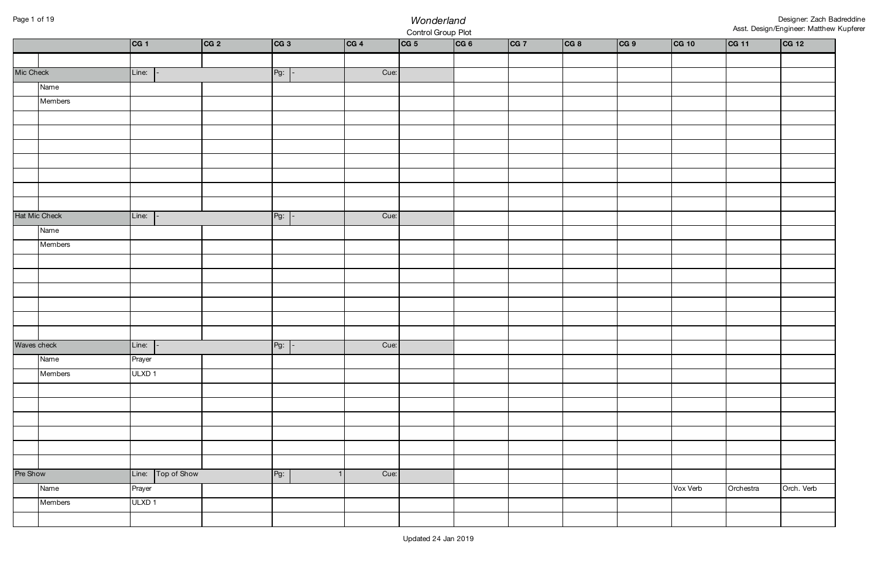*Wonderland*

Control Group Plot

Designer: Zach Badreddine
Asst. Design/Engineer: Matthew Kupferer

| | | CG 1 | CG 2 | CG 3 | CG 4 | CG 5 | CG 6 | CG 7 | CG 8 | CG 9 | CG 10 | CG 11 | CG 12 |
|---|---|---|---|---|---|---|---|---|---|---|---|---|---|
| | | | | | | | | | | | | | |
| Mic Check | | Line: - | | Pg: - | Cue: | | | | | | | | |
| | Name | | | | | | | | | | | | |
| | Members | | | | | | | | | | | | |
| | | | | | | | | | | | | | |
| | | | | | | | | | | | | | |
| | | | | | | | | | | | | | |
| | | | | | | | | | | | | | |
| | | | | | | | | | | | | | |
| | | | | | | | | | | | | | |
| | | | | | | | | | | | | | |
| Hat Mic Check | | Line: - | | Pg: - | Cue: | | | | | | | | |
| | Name | | | | | | | | | | | | |
| | Members | | | | | | | | | | | | |
| | | | | | | | | | | | | | |
| | | | | | | | | | | | | | |
| | | | | | | | | | | | | | |
| | | | | | | | | | | | | | |
| | | | | | | | | | | | | | |
| | | | | | | | | | | | | | |
| Waves check | | Line: - | | Pg: - | Cue: | | | | | | | | |
| | Name | Prayer | | | | | | | | | | | |
| | Members | ULXD 1 | | | | | | | | | | | |
| | | | | | | | | | | | | | |
| | | | | | | | | | | | | | |
| | | | | | | | | | | | | | |
| | | | | | | | | | | | | | |
| | | | | | | | | | | | | | |
| | | | | | | | | | | | | | |
| Pre Show | | Line: Top of Show | | Pg: 1 | Cue: | | | | | | | | |
| | Name | Prayer | | | | | | | | | Vox Verb | Orchestra | Orch. Verb |
| | Members | ULXD 1 | | | | | | | | | | | |
| | | | | | | | | | | | | | |

Updated 24 Jan 2019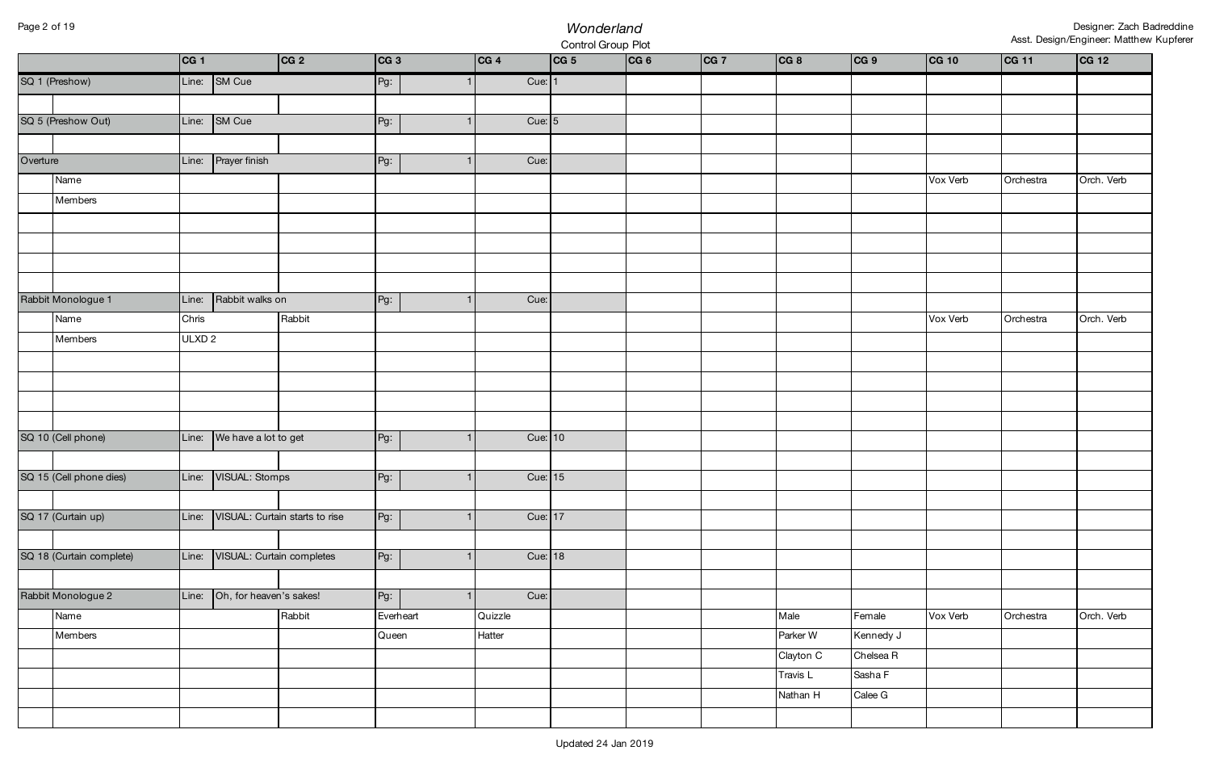| | | CG 1 | CG 2 | CG 3 | CG 4 | CG 5 | CG 6 | CG 7 | CG 8 | CG 9 | CG 10 | CG 11 | CG 12 |
|---|---|---|---|---|---|---|---|---|---|---|---|---|---|
| SQ 1 (Preshow) | | Line: SM Cue | | Pg: 1 | Cue: | 1 | | | | | | | |
| | | | | | | | | | | | | | |
| SQ 5 (Preshow Out) | | Line: SM Cue | | Pg: 1 | Cue: | 5 | | | | | | | |
| | | | | | | | | | | | | | |
| Overture | | Line: Prayer finish | | Pg: 1 | Cue: | | | | | | | | |
| | Name | | | | | | | | | | Vox Verb | Orchestra | Orch. Verb |
| | Members | | | | | | | | | | | | |
| | | | | | | | | | | | | | |
| | | | | | | | | | | | | | |
| | | | | | | | | | | | | | |
| | | | | | | | | | | | | | |
| Rabbit Monologue 1 | | Line: Rabbit walks on | | Pg: 1 | Cue: | | | | | | | | |
| | Name | Chris | Rabbit | | | | | | | | Vox Verb | Orchestra | Orch. Verb |
| | Members | ULXD 2 | | | | | | | | | | | |
| | | | | | | | | | | | | | |
| | | | | | | | | | | | | | |
| | | | | | | | | | | | | | |
| | | | | | | | | | | | | | |
| SQ 10 (Cell phone) | | Line: We have a lot to get | | Pg: 1 | Cue: | 10 | | | | | | | |
| | | | | | | | | | | | | | |
| SQ 15 (Cell phone dies) | | Line: VISUAL: Stomps | | Pg: 1 | Cue: | 15 | | | | | | | |
| | | | | | | | | | | | | | |
| SQ 17 (Curtain up) | | Line: VISUAL: Curtain starts to rise | | Pg: 1 | Cue: | 17 | | | | | | | |
| | | | | | | | | | | | | | |
| SQ 18 (Curtain complete) | | Line: VISUAL: Curtain completes | | Pg: 1 | Cue: | 18 | | | | | | | |
| | | | | | | | | | | | | | |
| Rabbit Monologue 2 | | Line: Oh, for heaven's sakes! | | Pg: 1 | Cue: | | | | | | | | |
| | Name | | Rabbit | Everheart | Quizzle | | | | Male | Female | Vox Verb | Orchestra | Orch. Verb |
| | Members | | | Queen | Hatter | | | | Parker W | Kennedy J | | | |
| | | | | | | | | | Clayton C | Chelsea R | | | |
| | | | | | | | | | Travis L | Sasha F | | | |
| | | | | | | | | | Nathan H | Calee G | | | |
| | | | | | | | | | | | | | |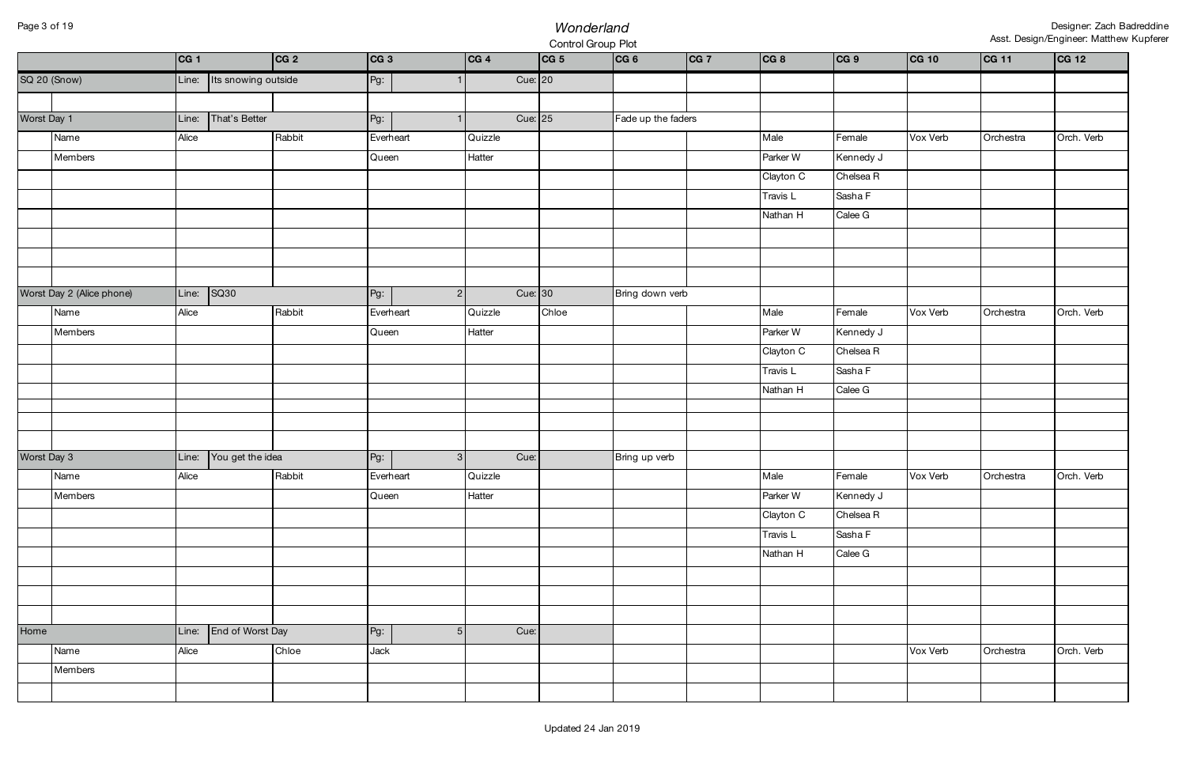# *Wonderland*

Control Group Plot

Designer: Zach Badreddine
Asst. Design/Engineer: Matthew Kupferer

| | | CG 1 | CG 2 | CG 3 | CG 4 | CG 5 | CG 6 | CG 7 | CG 8 | CG 9 | CG 10 | CG 11 | CG 12 |
|---|---|---|---|---|---|---|---|---|---|---|---|---|---|
| SQ 20 (Snow) | | Line: Its snowing outside | | Pg: 1 | Cue: | 20 | | | | | | | |
| | | | | | | | | | | | | | |
| Worst Day 1 | | Line: That's Better | | Pg: 1 | Cue: | 25 | Fade up the faders | | | | | | |
| | Name | Alice | Rabbit | Everheart | Quizzle | | | | Male | Female | Vox Verb | Orchestra | Orch. Verb |
| | Members | | | Queen | Hatter | | | | Parker W | Kennedy J | | | |
| | | | | | | | | | Clayton C | Chelsea R | | | |
| | | | | | | | | | Travis L | Sasha F | | | |
| | | | | | | | | | Nathan H | Calee G | | | |
| | | | | | | | | | | | | | |
| | | | | | | | | | | | | | |
| | | | | | | | | | | | | | |
| Worst Day 2 (Alice phone) | | Line: SQ30 | | Pg: 2 | Cue: | 30 | Bring down verb | | | | | | |
| | Name | Alice | Rabbit | Everheart | Quizzle | Chloe | | | Male | Female | Vox Verb | Orchestra | Orch. Verb |
| | Members | | | Queen | Hatter | | | | Parker W | Kennedy J | | | |
| | | | | | | | | | Clayton C | Chelsea R | | | |
| | | | | | | | | | Travis L | Sasha F | | | |
| | | | | | | | | | Nathan H | Calee G | | | |
| | | | | | | | | | | | | | |
| | | | | | | | | | | | | | |
| | | | | | | | | | | | | | |
| Worst Day 3 | | Line: You get the idea | | Pg: 3 | Cue: | | Bring up verb | | | | | | |
| | Name | Alice | Rabbit | Everheart | Quizzle | | | | Male | Female | Vox Verb | Orchestra | Orch. Verb |
| | Members | | | Queen | Hatter | | | | Parker W | Kennedy J | | | |
| | | | | | | | | | Clayton C | Chelsea R | | | |
| | | | | | | | | | Travis L | Sasha F | | | |
| | | | | | | | | | Nathan H | Calee G | | | |
| | | | | | | | | | | | | | |
| | | | | | | | | | | | | | |
| | | | | | | | | | | | | | |
| Home | | Line: End of Worst Day | | Pg: 5 | Cue: | | | | | | | | |
| | Name | Alice | Chloe | Jack | | | | | | | Vox Verb | Orchestra | Orch. Verb |
| | Members | | | | | | | | | | | | |
| | | | | | | | | | | | | | |

Updated 24 Jan 2019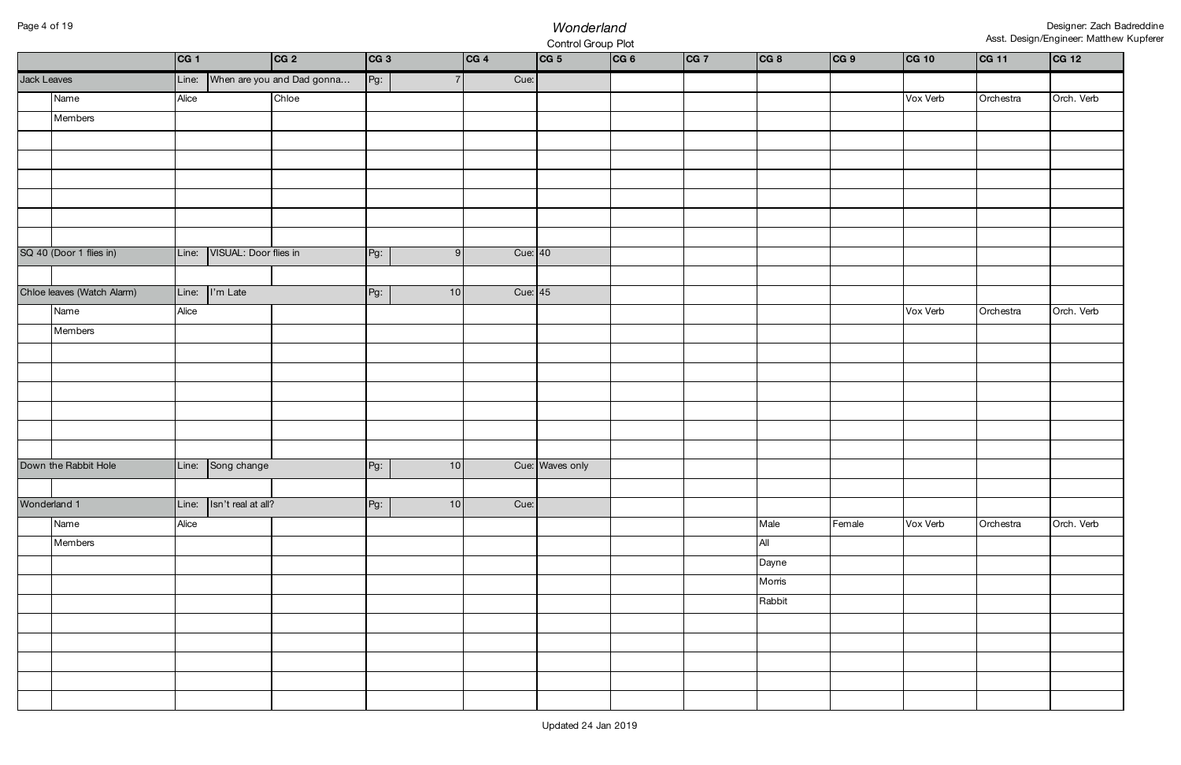# *Wonderland*

Control Group Plot

Designer: Zach Badreddine
Asst. Design/Engineer: Matthew Kupferer

| | | CG 1 | CG 2 | CG 3 | CG 4 | CG 5 | CG 6 | CG 7 | CG 8 | CG 9 | CG 10 | CG 11 | CG 12 |
|---|---|---|---|---|---|---|---|---|---|---|---|---|---|
| Jack Leaves | | Line: | When are you and Dad gonna… | Pg: 7 | Cue: | | | | | | | | |
| | Name | Alice | Chloe | | | | | | | | Vox Verb | Orchestra | Orch. Verb |
| | Members | | | | | | | | | | | | |
| | | | | | | | | | | | | | |
| | | | | | | | | | | | | | |
| | | | | | | | | | | | | | |
| | | | | | | | | | | | | | |
| | | | | | | | | | | | | | |
| | | | | | | | | | | | | | |
| SQ 40 (Door 1 flies in) | | Line: | VISUAL: Door flies in | Pg: 9 | Cue: | 40 | | | | | | | |
| | | | | | | | | | | | | | |
| Chloe leaves (Watch Alarm) | | Line: | I'm Late | Pg: 10 | Cue: | 45 | | | | | | | |
| | Name | Alice | | | | | | | | | Vox Verb | Orchestra | Orch. Verb |
| | Members | | | | | | | | | | | | |
| | | | | | | | | | | | | | |
| | | | | | | | | | | | | | |
| | | | | | | | | | | | | | |
| | | | | | | | | | | | | | |
| | | | | | | | | | | | | | |
| | | | | | | | | | | | | | |
| Down the Rabbit Hole | | Line: | Song change | Pg: 10 | Cue: | Waves only | | | | | | | |
| | | | | | | | | | | | | | |
| Wonderland 1 | | Line: | Isn't real at all? | Pg: 10 | Cue: | | | | | | | | |
| | Name | Alice | | | | | | | Male | Female | Vox Verb | Orchestra | Orch. Verb |
| | Members | | | | | | | | All | | | | |
| | | | | | | | | | Dayne | | | | |
| | | | | | | | | | Morris | | | | |
| | | | | | | | | | Rabbit | | | | |
| | | | | | | | | | | | | | |
| | | | | | | | | | | | | | |
| | | | | | | | | | | | | | |
| | | | | | | | | | | | | | |
| | | | | | | | | | | | | | |

Updated 24 Jan 2019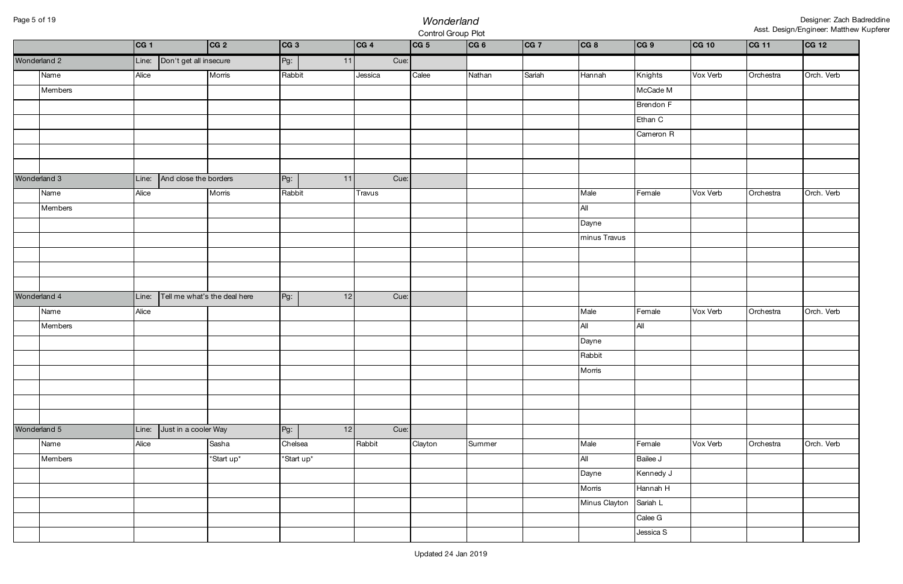# Wonderland

Control Group Plot

Designer: Zach Badreddine
Asst. Design/Engineer: Matthew Kupferer

| | | CG 1 | CG 2 | CG 3 | CG 4 | CG 5 | CG 6 | CG 7 | CG 8 | CG 9 | CG 10 | CG 11 | CG 12 |
|---|---|---|---|---|---|---|---|---|---|---|---|---|---|
| Wonderland 2 | | Line: Don't get all insecure | | Pg: 11 | Cue: | | | | | | | | |
| | Name | Alice | Morris | Rabbit | Jessica | Calee | Nathan | Sariah | Hannah | Knights | Vox Verb | Orchestra | Orch. Verb |
| | Members | | | | | | | | | McCade M | | | |
| | | | | | | | | | | Brendon F | | | |
| | | | | | | | | | | Ethan C | | | |
| | | | | | | | | | | Cameron R | | | |
| | | | | | | | | | | | | | |
| | | | | | | | | | | | | | |
| Wonderland 3 | | Line: And close the borders | | Pg: 11 | Cue: | | | | | | | | |
| | Name | Alice | Morris | Rabbit | Travus | | | | Male | Female | Vox Verb | Orchestra | Orch. Verb |
| | Members | | | | | | | | All | | | | |
| | | | | | | | | | Dayne | | | | |
| | | | | | | | | | minus Travus | | | | |
| | | | | | | | | | | | | | |
| | | | | | | | | | | | | | |
| | | | | | | | | | | | | | |
| Wonderland 4 | | Line: Tell me what's the deal here | | Pg: 12 | Cue: | | | | | | | | |
| | Name | Alice | | | | | | | Male | Female | Vox Verb | Orchestra | Orch. Verb |
| | Members | | | | | | | | All | All | | | |
| | | | | | | | | | Dayne | | | | |
| | | | | | | | | | Rabbit | | | | |
| | | | | | | | | | Morris | | | | |
| | | | | | | | | | | | | | |
| | | | | | | | | | | | | | |
| | | | | | | | | | | | | | |
| Wonderland 5 | | Line: Just in a cooler Way | | Pg: 12 | Cue: | | | | | | | | |
| | Name | Alice | Sasha | Chelsea | Rabbit | Clayton | Summer | | Male | Female | Vox Verb | Orchestra | Orch. Verb |
| | Members | | *Start up* | *Start up* | | | | | All | Bailee J | | | |
| | | | | | | | | | Dayne | Kennedy J | | | |
| | | | | | | | | | Morris | Hannah H | | | |
| | | | | | | | | | Minus Clayton | Sariah L | | | |
| | | | | | | | | | | Calee G | | | |
| | | | | | | | | | | Jessica S | | | |

Updated 24 Jan 2019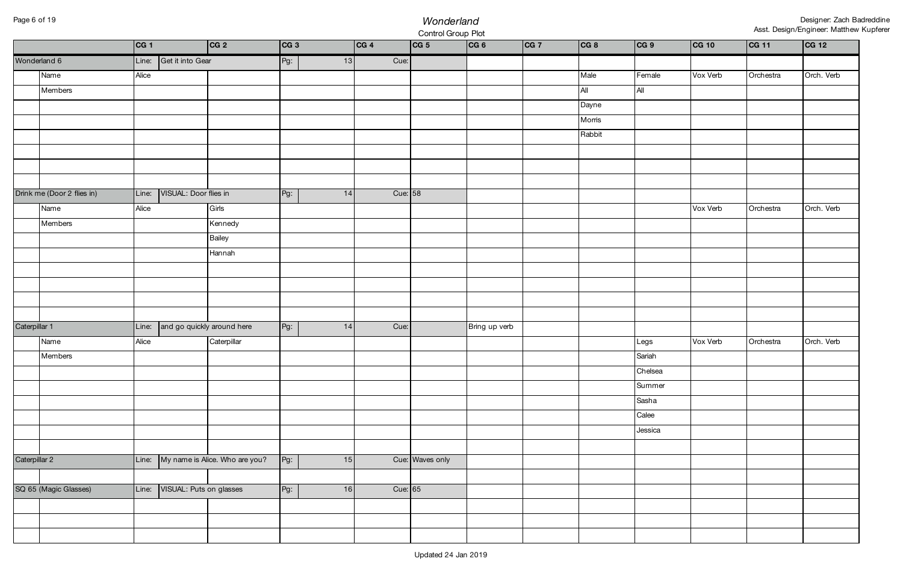# *Wonderland*

Control Group Plot

Designer: Zach Badreddine
Asst. Design/Engineer: Matthew Kupferer

| | | CG 1 | CG 2 | CG 3 | CG 4 | CG 5 | CG 6 | CG 7 | CG 8 | CG 9 | CG 10 | CG 11 | CG 12 |
|---|---|---|---|---|---|---|---|---|---|---|---|---|---|
| Wonderland 6 | | Line: Get it into Gear | | Pg: 13 | Cue: | | | | | | | | |
| | Name | Alice | | | | | | | Male | Female | Vox Verb | Orchestra | Orch. Verb |
| | Members | | | | | | | | All | All | | | |
| | | | | | | | | | Dayne | | | | |
| | | | | | | | | | Morris | | | | |
| | | | | | | | | | Rabbit | | | | |
| | | | | | | | | | | | | | |
| | | | | | | | | | | | | | |
| | | | | | | | | | | | | | |
| Drink me (Door 2 flies in) | | Line: VISUAL: Door flies in | | Pg: 14 | Cue: 58 | | | | | | | | |
| | Name | Alice | Girls | | | | | | | | Vox Verb | Orchestra | Orch. Verb |
| | Members | | Kennedy | | | | | | | | | | |
| | | | Bailey | | | | | | | | | | |
| | | | Hannah | | | | | | | | | | |
| | | | | | | | | | | | | | |
| | | | | | | | | | | | | | |
| | | | | | | | | | | | | | |
| | | | | | | | | | | | | | |
| Caterpillar 1 | | Line: and go quickly around here | | Pg: 14 | Cue: | | Bring up verb | | | | | | |
| | Name | Alice | Caterpillar | | | | | | | Legs | Vox Verb | Orchestra | Orch. Verb |
| | Members | | | | | | | | | Sariah | | | |
| | | | | | | | | | | Chelsea | | | |
| | | | | | | | | | | Summer | | | |
| | | | | | | | | | | Sasha | | | |
| | | | | | | | | | | Calee | | | |
| | | | | | | | | | | Jessica | | | |
| | | | | | | | | | | | | | |
| Caterpillar 2 | | Line: My name is Alice. Who are you? | | Pg: 15 | Cue: Waves only | | | | | | | | |
| | | | | | | | | | | | | | |
| SQ 65 (Magic Glasses) | | Line: VISUAL: Puts on glasses | | Pg: 16 | Cue: 65 | | | | | | | | |
| | | | | | | | | | | | | | |
| | | | | | | | | | | | | | |
| | | | | | | | | | | | | | |

Updated 24 Jan 2019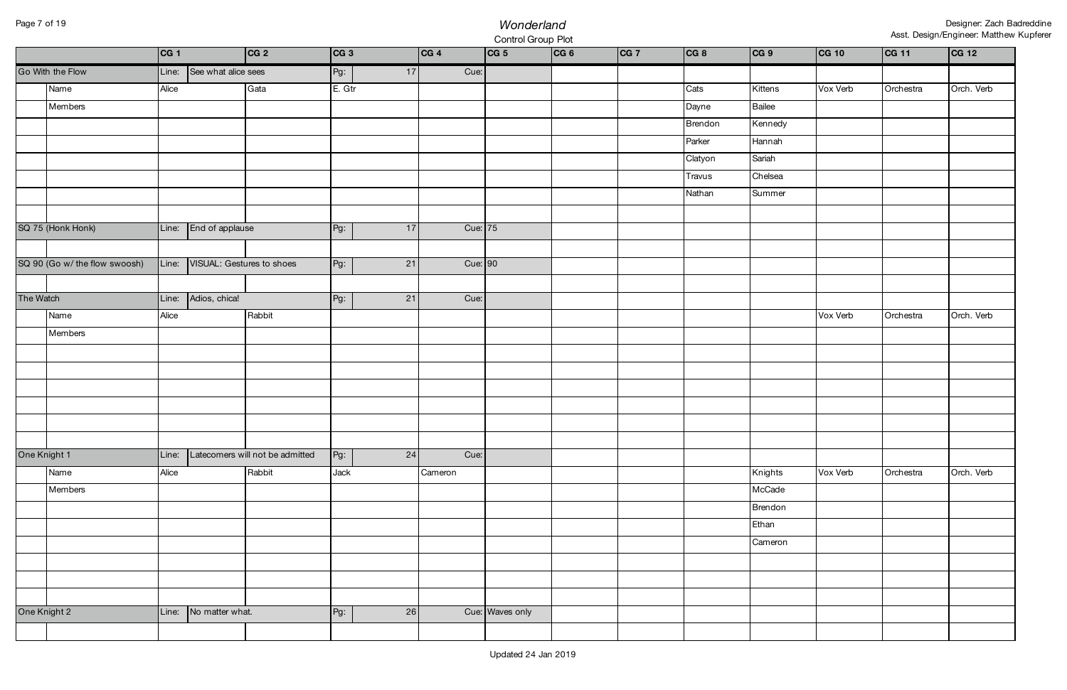# *Wonderland*

Control Group Plot

Designer: Zach Badreddine
Asst. Design/Engineer: Matthew Kupferer

| | | CG 1 | CG 2 | CG 3 | CG 4 | CG 5 | CG 6 | CG 7 | CG 8 | CG 9 | CG 10 | CG 11 | CG 12 |
|---|---|---|---|---|---|---|---|---|---|---|---|---|---|
| Go With the Flow | | Line: See what alice sees | | Pg: 17 | Cue: | | | | | | | | |
| | Name | Alice | Gata | E. Gtr | | | | | Cats | Kittens | Vox Verb | Orchestra | Orch. Verb |
| | Members | | | | | | | | Dayne | Bailee | | | |
| | | | | | | | | | Brendon | Kennedy | | | |
| | | | | | | | | | Parker | Hannah | | | |
| | | | | | | | | | Clatyon | Sariah | | | |
| | | | | | | | | | Travus | Chelsea | | | |
| | | | | | | | | | Nathan | Summer | | | |
| | | | | | | | | | | | | | |
| SQ 75 (Honk Honk) | | Line: End of applause | | Pg: 17 | Cue: | 75 | | | | | | | |
| | | | | | | | | | | | | | |
| SQ 90 (Go w/ the flow swoosh) | | Line: VISUAL: Gestures to shoes | | Pg: 21 | Cue: | 90 | | | | | | | |
| | | | | | | | | | | | | | |
| The Watch | | Line: Adios, chica! | | Pg: 21 | Cue: | | | | | | | | |
| | Name | Alice | Rabbit | | | | | | | | Vox Verb | Orchestra | Orch. Verb |
| | Members | | | | | | | | | | | | |
| | | | | | | | | | | | | | |
| | | | | | | | | | | | | | |
| | | | | | | | | | | | | | |
| | | | | | | | | | | | | | |
| | | | | | | | | | | | | | |
| | | | | | | | | | | | | | |
| One Knight 1 | | Line: Latecomers will not be admitted | | Pg: 24 | Cue: | | | | | | | | |
| | Name | Alice | Rabbit | Jack | Cameron | | | | | Knights | Vox Verb | Orchestra | Orch. Verb |
| | Members | | | | | | | | | McCade | | | |
| | | | | | | | | | | Brendon | | | |
| | | | | | | | | | | Ethan | | | |
| | | | | | | | | | | Cameron | | | |
| | | | | | | | | | | | | | |
| | | | | | | | | | | | | | |
| | | | | | | | | | | | | | |
| One Knight 2 | | Line: No matter what. | | Pg: 26 | Cue: | Waves only | | | | | | | |
| | | | | | | | | | | | | | |

Updated 24 Jan 2019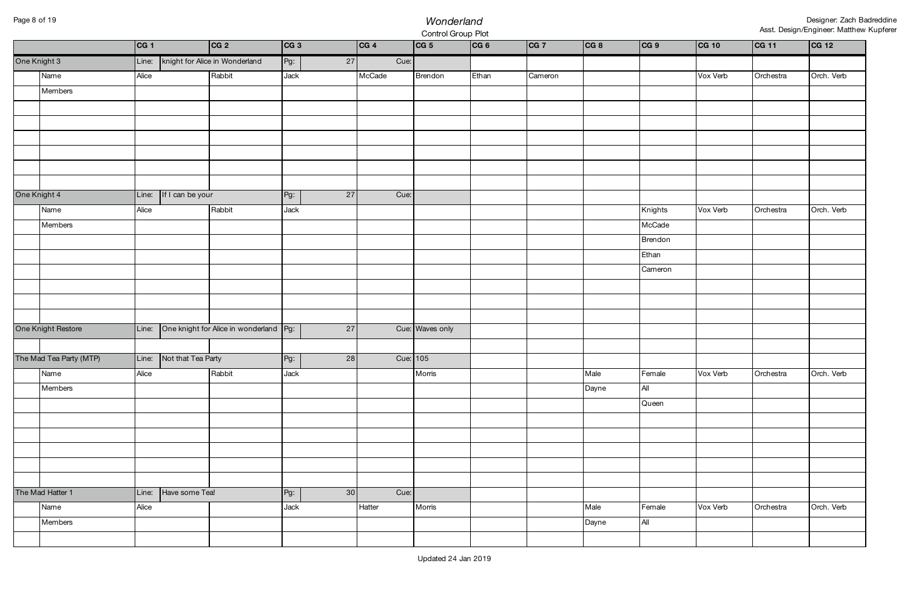# Wonderland

Control Group Plot

Designer: Zach Badreddine
Asst. Design/Engineer: Matthew Kupferer

| | | CG 1 | CG 2 | CG 3 | CG 4 | CG 5 | CG 6 | CG 7 | CG 8 | CG 9 | CG 10 | CG 11 | CG 12 |
|---|---|---|---|---|---|---|---|---|---|---|---|---|---|
| One Knight 3 | | Line: knight for Alice in Wonderland | | Pg: 27 | Cue: | | | | | | | | |
| | Name | Alice | Rabbit | Jack | McCade | Brendon | Ethan | Cameron | | | Vox Verb | Orchestra | Orch. Verb |
| | Members | | | | | | | | | | | | |
| One Knight 4 | | Line: If I can be your | | Pg: 27 | Cue: | | | | | | | | |
| | Name | Alice | Rabbit | Jack | | | | | | Knights | Vox Verb | Orchestra | Orch. Verb |
| | Members | | | | | | | | | McCade | | | |
| | | | | | | | | | | Brendon | | | |
| | | | | | | | | | | Ethan | | | |
| | | | | | | | | | | Cameron | | | |
| One Knight Restore | | Line: One knight for Alice in wonderland | | Pg: 27 | Cue: | Waves only | | | | | | | |
| The Mad Tea Party (MTP) | | Line: Not that Tea Party | | Pg: 28 | Cue: | 105 | | | | | | | |
| | Name | Alice | Rabbit | Jack | | Morris | | | Male | Female | Vox Verb | Orchestra | Orch. Verb |
| | Members | | | | | | | | Dayne | All | | | |
| | | | | | | | | | | Queen | | | |
| The Mad Hatter 1 | | Line: Have some Tea! | | Pg: 30 | Cue: | | | | | | | | |
| | Name | Alice | | Jack | Hatter | Morris | | | Male | Female | Vox Verb | Orchestra | Orch. Verb |
| | Members | | | | | | | | Dayne | All | | | |

Updated 24 Jan 2019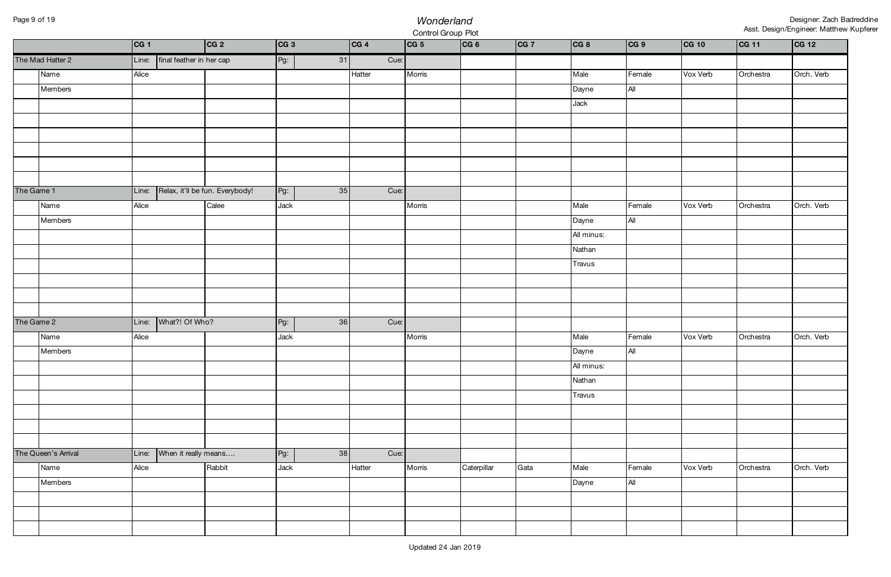# *Wonderland*

Control Group Plot

Designer: Zach Badreddine
Asst. Design/Engineer: Matthew Kupferer

| | | CG 1 | CG 2 | CG 3 | CG 4 | CG 5 | CG 6 | CG 7 | CG 8 | CG 9 | CG 10 | CG 11 | CG 12 |
|---|---|---|---|---|---|---|---|---|---|---|---|---|---|
| The Mad Hatter 2 | | Line: final feather in her cap | | Pg: 31 | Cue: | | | | | | | | |
| | Name | Alice | | | Hatter | Morris | | | Male | Female | Vox Verb | Orchestra | Orch. Verb |
| | Members | | | | | | | | Dayne | All | | | |
| | | | | | | | | | Jack | | | | |
| | | | | | | | | | | | | | |
| | | | | | | | | | | | | | |
| | | | | | | | | | | | | | |
| | | | | | | | | | | | | | |
| | | | | | | | | | | | | | |
| The Game 1 | | Line: Relax, it'll be fun. Everybody! | | Pg: 35 | Cue: | | | | | | | | |
| | Name | Alice | Calee | Jack | | Morris | | | Male | Female | Vox Verb | Orchestra | Orch. Verb |
| | Members | | | | | | | | Dayne | All | | | |
| | | | | | | | | | All minus: | | | | |
| | | | | | | | | | Nathan | | | | |
| | | | | | | | | | Travus | | | | |
| | | | | | | | | | | | | | |
| | | | | | | | | | | | | | |
| | | | | | | | | | | | | | |
| The Game 2 | | Line: What?! Of Who? | | Pg: 36 | Cue: | | | | | | | | |
| | Name | Alice | | Jack | | Morris | | | Male | Female | Vox Verb | Orchestra | Orch. Verb |
| | Members | | | | | | | | Dayne | All | | | |
| | | | | | | | | | All minus: | | | | |
| | | | | | | | | | Nathan | | | | |
| | | | | | | | | | Travus | | | | |
| | | | | | | | | | | | | | |
| | | | | | | | | | | | | | |
| | | | | | | | | | | | | | |
| The Queen's Arrival | | Line: When it really means.... | | Pg: 38 | Cue: | | | | | | | | |
| | Name | Alice | Rabbit | Jack | Hatter | Morris | Caterpillar | Gata | Male | Female | Vox Verb | Orchestra | Orch. Verb |
| | Members | | | | | | | | Dayne | All | | | |
| | | | | | | | | | | | | | |
| | | | | | | | | | | | | | |
| | | | | | | | | | | | | | |

Updated 24 Jan 2019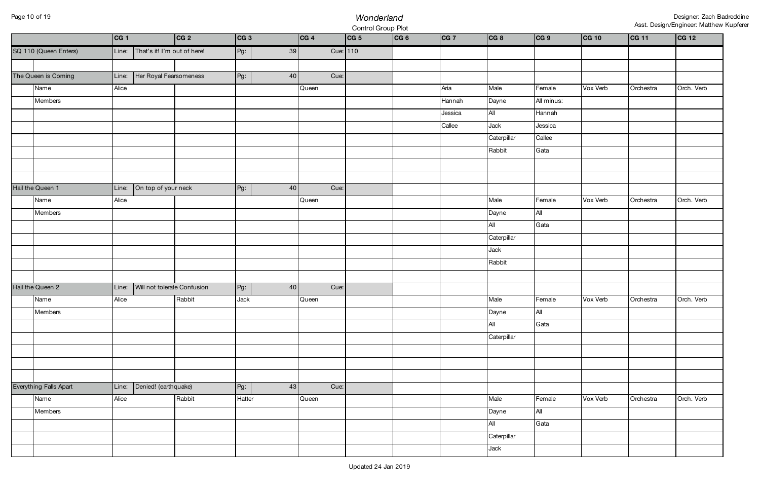*Wonderland*

Control Group Plot

Designer: Zach Badreddine
Asst. Design/Engineer: Matthew Kupferer

| | | CG 1 | CG 2 | CG 3 | CG 4 | CG 5 | CG 6 | CG 7 | CG 8 | CG 9 | CG 10 | CG 11 | CG 12 |
|---|---|---|---|---|---|---|---|---|---|---|---|---|---|
| SQ 110 (Queen Enters) | | Line: That's it! I'm out of here! | | Pg: 39 | Cue: 110 | | | | | | | | |
| | | | | | | | | | | | | | |
| The Queen is Coming | | Line: Her Royal Fearsomeness | | Pg: 40 | Cue: | | | | | | | | |
| | Name | Alice | | | Queen | | | Aria | Male | Female | Vox Verb | Orchestra | Orch. Verb |
| | Members | | | | | | | Hannah | Dayne | All minus: | | | |
| | | | | | | | | Jessica | All | Hannah | | | |
| | | | | | | | | Callee | Jack | Jessica | | | |
| | | | | | | | | | Caterpillar | Callee | | | |
| | | | | | | | | | Rabbit | Gata | | | |
| | | | | | | | | | | | | | |
| | | | | | | | | | | | | | |
| Hail the Queen 1 | | Line: On top of your neck | | Pg: 40 | Cue: | | | | | | | | |
| | Name | Alice | | | Queen | | | | Male | Female | Vox Verb | Orchestra | Orch. Verb |
| | Members | | | | | | | | Dayne | All | | | |
| | | | | | | | | | All | Gata | | | |
| | | | | | | | | | Caterpillar | | | | |
| | | | | | | | | | Jack | | | | |
| | | | | | | | | | Rabbit | | | | |
| | | | | | | | | | | | | | |
| Hail the Queen 2 | | Line: Will not tolerate Confusion | | Pg: 40 | Cue: | | | | | | | | |
| | Name | Alice | Rabbit | Jack | Queen | | | | Male | Female | Vox Verb | Orchestra | Orch. Verb |
| | Members | | | | | | | | Dayne | All | | | |
| | | | | | | | | | All | Gata | | | |
| | | | | | | | | | Caterpillar | | | | |
| | | | | | | | | | | | | | |
| | | | | | | | | | | | | | |
| | | | | | | | | | | | | | |
| Everything Falls Apart | | Line: Denied! (earthquake) | | Pg: 43 | Cue: | | | | | | | | |
| | Name | Alice | Rabbit | Hatter | Queen | | | | Male | Female | Vox Verb | Orchestra | Orch. Verb |
| | Members | | | | | | | | Dayne | All | | | |
| | | | | | | | | | All | Gata | | | |
| | | | | | | | | | Caterpillar | | | | |
| | | | | | | | | | Jack | | | | |

Updated 24 Jan 2019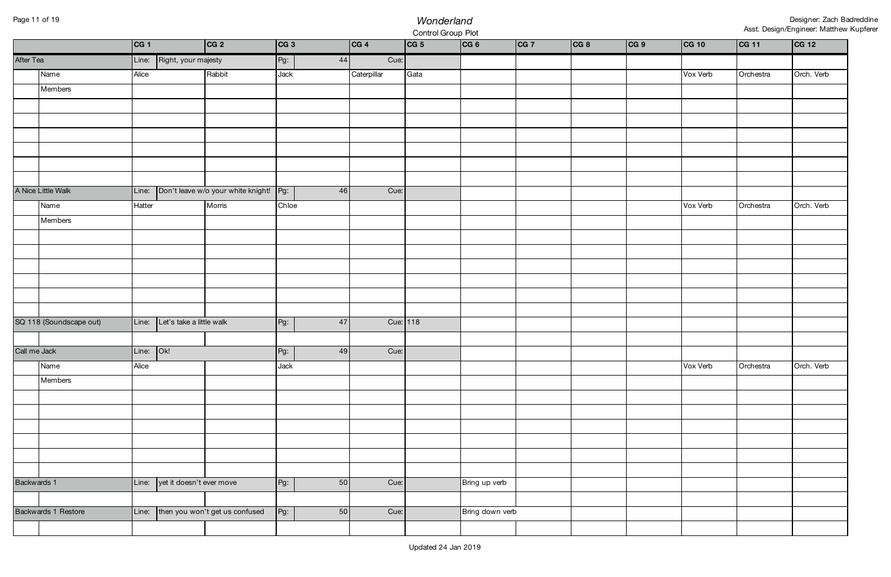# *Wonderland*

Control Group Plot

Designer: Zach Badreddine
Asst. Design/Engineer: Matthew Kupferer

| | | CG 1 | CG 2 | CG 3 | CG 4 | CG 5 | CG 6 | CG 7 | CG 8 | CG 9 | CG 10 | CG 11 | CG 12 |
|---|---|---|---|---|---|---|---|---|---|---|---|---|---|
| After Tea | | Line: Right, your majesty | | Pg: 44 | Cue: | | | | | | | | |
| | Name | Alice | Rabbit | Jack | Caterpillar | Gata | | | | | Vox Verb | Orchestra | Orch. Verb |
| | Members | | | | | | | | | | | | |
| | | | | | | | | | | | | | |
| | | | | | | | | | | | | | |
| | | | | | | | | | | | | | |
| | | | | | | | | | | | | | |
| | | | | | | | | | | | | | |
| | | | | | | | | | | | | | |
| A Nice Little Walk | | Line: Don't leave w/o your white knight! | | Pg: 46 | Cue: | | | | | | | | |
| | Name | Hatter | Morris | Chloe | | | | | | | Vox Verb | Orchestra | Orch. Verb |
| | Members | | | | | | | | | | | | |
| | | | | | | | | | | | | | |
| | | | | | | | | | | | | | |
| | | | | | | | | | | | | | |
| | | | | | | | | | | | | | |
| | | | | | | | | | | | | | |
| | | | | | | | | | | | | | |
| SQ 118 (Soundscape out) | | Line: Let's take a little walk | | Pg: 47 | Cue: | 118 | | | | | | | |
| | | | | | | | | | | | | | |
| Call me Jack | | Line: Ok! | | Pg: 49 | Cue: | | | | | | | | |
| | Name | Alice | | Jack | | | | | | | Vox Verb | Orchestra | Orch. Verb |
| | Members | | | | | | | | | | | | |
| | | | | | | | | | | | | | |
| | | | | | | | | | | | | | |
| | | | | | | | | | | | | | |
| | | | | | | | | | | | | | |
| | | | | | | | | | | | | | |
| | | | | | | | | | | | | | |
| Backwards 1 | | Line: yet it doesn't ever move | | Pg: 50 | Cue: | | Bring up verb | | | | | | |
| | | | | | | | | | | | | | |
| Backwards 1 Restore | | Line: then you won't get us confused | | Pg: 50 | Cue: | | Bring down verb | | | | | | |
| | | | | | | | | | | | | | |

Updated 24 Jan 2019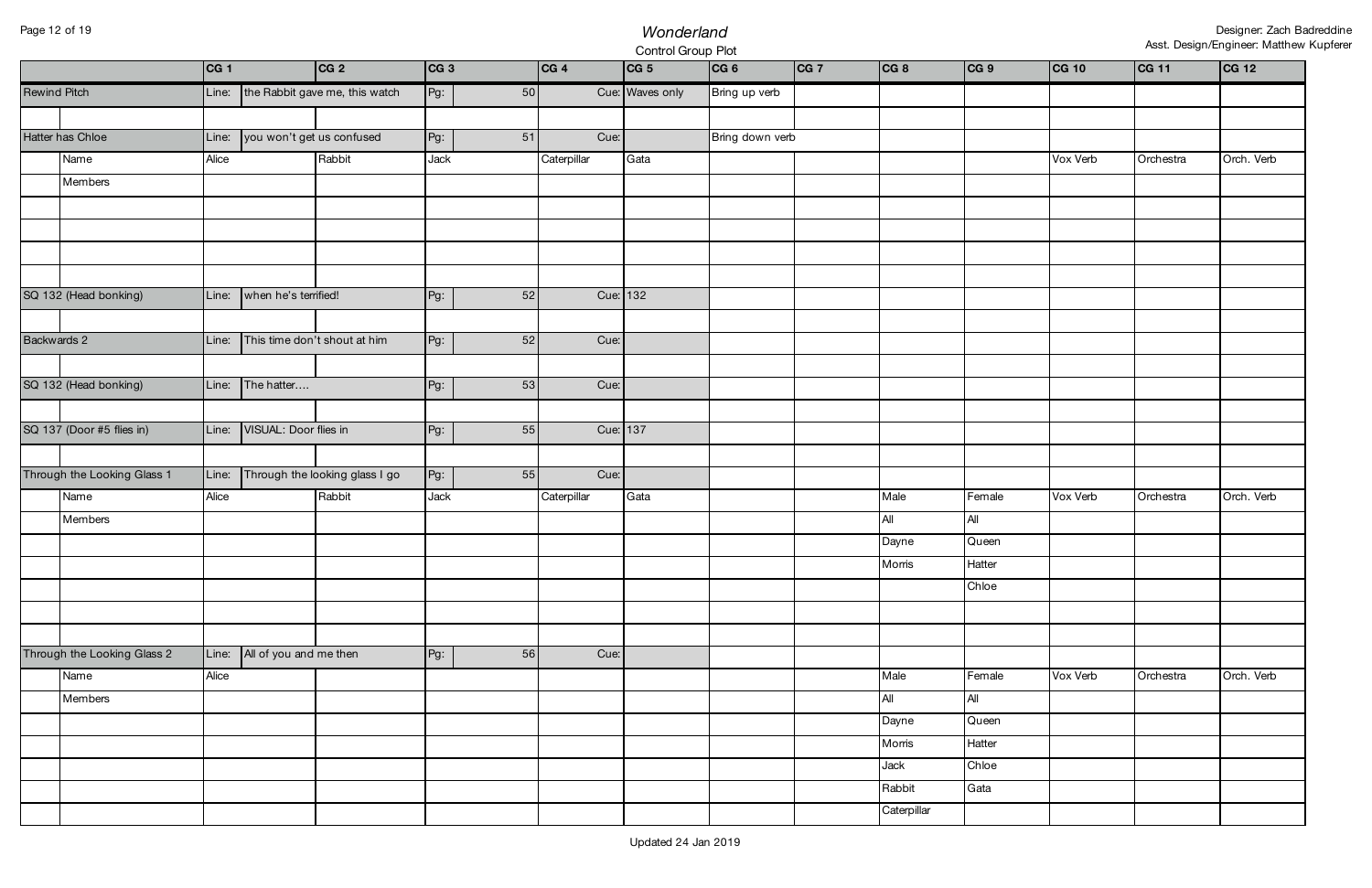# *Wonderland*

Control Group Plot

| | | CG 1 | CG 2 | CG 3 | CG 4 | CG 5 | CG 6 | CG 7 | CG 8 | CG 9 | CG 10 | CG 11 | CG 12 |
|---|---|---|---|---|---|---|---|---|---|---|---|---|---|
| Rewind Pitch | | Line: the Rabbit gave me, this watch | | Pg: 50 | Cue: | Waves only | Bring up verb | | | | | | |
| Hatter has Chloe | | Line: you won't get us confused | | Pg: 51 | Cue: | | Bring down verb | | | | | | |
| | Name | Alice | Rabbit | Jack | Caterpillar | Gata | | | | | Vox Verb | Orchestra | Orch. Verb |
| | Members | | | | | | | | | | | | |
| SQ 132 (Head bonking) | | Line: when he's terrified! | | Pg: 52 | Cue: | 132 | | | | | | | |
| Backwards 2 | | Line: This time don't shout at him | | Pg: 52 | Cue: | | | | | | | | |
| SQ 132 (Head bonking) | | Line: The hatter.... | | Pg: 53 | Cue: | | | | | | | | |
| SQ 137 (Door #5 flies in) | | Line: VISUAL: Door flies in | | Pg: 55 | Cue: | 137 | | | | | | | |
| Through the Looking Glass 1 | | Line: Through the looking glass I go | | Pg: 55 | Cue: | | | | | | | | |
| | Name | Alice | Rabbit | Jack | Caterpillar | Gata | | | Male | Female | Vox Verb | Orchestra | Orch. Verb |
| | Members | | | | | | | | All | All | | | |
| | | | | | | | | | Dayne | Queen | | | |
| | | | | | | | | | Morris | Hatter | | | |
| | | | | | | | | | | Chloe | | | |
| Through the Looking Glass 2 | | Line: All of you and me then | | Pg: 56 | Cue: | | | | | | | | |
| | Name | Alice | | | | | | | Male | Female | Vox Verb | Orchestra | Orch. Verb |
| | Members | | | | | | | | All | All | | | |
| | | | | | | | | | Dayne | Queen | | | |
| | | | | | | | | | Morris | Hatter | | | |
| | | | | | | | | | Jack | Chloe | | | |
| | | | | | | | | | Rabbit | Gata | | | |
| | | | | | | | | | Caterpillar | | | | |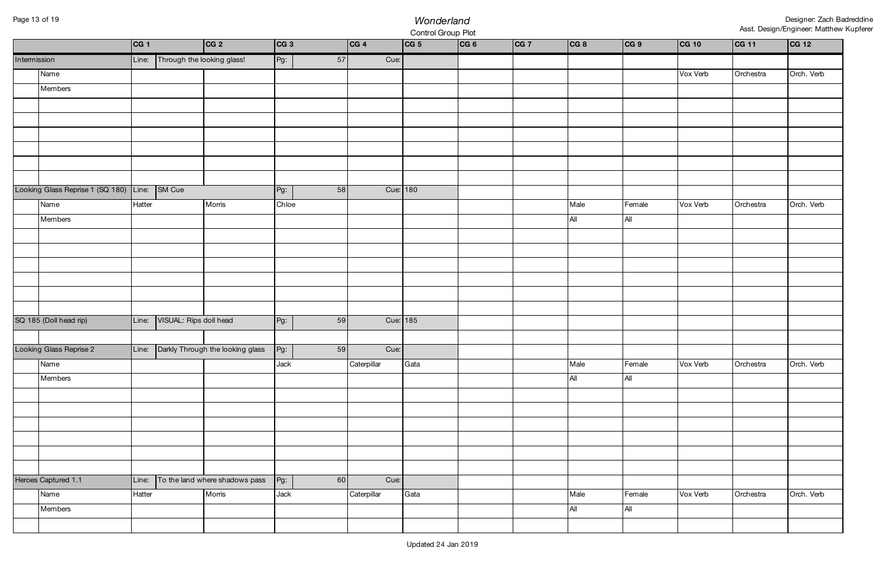# Wonderland

Control Group Plot

Designer: Zach Badreddine
Asst. Design/Engineer: Matthew Kupferer

| | | CG 1 | CG 2 | CG 3 | CG 4 | CG 5 | CG 6 | CG 7 | CG 8 | CG 9 | CG 10 | CG 11 | CG 12 |
|---|---|---|---|---|---|---|---|---|---|---|---|---|---|
| Intermission | | Line: | Through the looking glass! | Pg: 57 | Cue: | | | | | | | | |
| | Name | | | | | | | | | | Vox Verb | Orchestra | Orch. Verb |
| | Members | | | | | | | | | | | | |
| | | | | | | | | | | | | | |
| | | | | | | | | | | | | | |
| | | | | | | | | | | | | | |
| | | | | | | | | | | | | | |
| | | | | | | | | | | | | | |
| | | | | | | | | | | | | | |
| Looking Glass Reprise 1 (SQ 180) | | Line: | SM Cue | Pg: 58 | Cue: | 180 | | | | | | | |
| | Name | Hatter | Morris | Chloe | | | | | Male | Female | Vox Verb | Orchestra | Orch. Verb |
| | Members | | | | | | | | All | All | | | |
| | | | | | | | | | | | | | |
| | | | | | | | | | | | | | |
| | | | | | | | | | | | | | |
| | | | | | | | | | | | | | |
| | | | | | | | | | | | | | |
| SQ 185 (Doll head rip) | | Line: | VISUAL: Rips doll head | Pg: 59 | Cue: | 185 | | | | | | | |
| | | | | | | | | | | | | | |
| Looking Glass Reprise 2 | | Line: | Darkly Through the looking glass | Pg: 59 | Cue: | | | | | | | | |
| | Name | | | Jack | Caterpillar | Gata | | | Male | Female | Vox Verb | Orchestra | Orch. Verb |
| | Members | | | | | | | | All | All | | | |
| | | | | | | | | | | | | | |
| | | | | | | | | | | | | | |
| | | | | | | | | | | | | | |
| | | | | | | | | | | | | | |
| | | | | | | | | | | | | | |
| | | | | | | | | | | | | | |
| Heroes Captured 1.1 | | Line: | To the land where shadows pass | Pg: 60 | Cue: | | | | | | | | |
| | Name | Hatter | Morris | Jack | Caterpillar | Gata | | | Male | Female | Vox Verb | Orchestra | Orch. Verb |
| | Members | | | | | | | | All | All | | | |
| | | | | | | | | | | | | | |

Updated 24 Jan 2019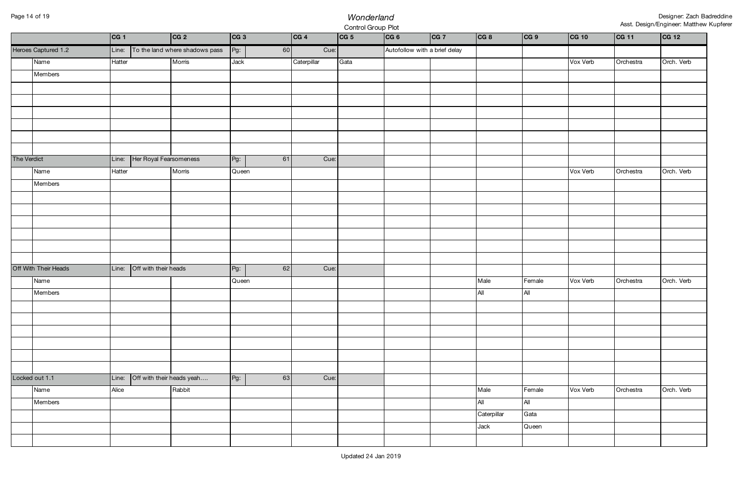# *Wonderland*

Control Group Plot

Designer: Zach Badreddine
Asst. Design/Engineer: Matthew Kupferer

| | | CG 1 | CG 2 | CG 3 | CG 4 | CG 5 | CG 6 | CG 7 | CG 8 | CG 9 | CG 10 | CG 11 | CG 12 |
|---|---|---|---|---|---|---|---|---|---|---|---|---|---|
| Heroes Captured 1.2 | | Line: | To the land where shadows pass | Pg: 60 | Cue: | | Autofollow with a brief delay | | | | | | |
| | Name | Hatter | Morris | Jack | Caterpillar | Gata | | | | | Vox Verb | Orchestra | Orch. Verb |
| | Members | | | | | | | | | | | | |
| | | | | | | | | | | | | | |
| | | | | | | | | | | | | | |
| | | | | | | | | | | | | | |
| | | | | | | | | | | | | | |
| | | | | | | | | | | | | | |
| | | | | | | | | | | | | | |
| The Verdict | | Line: | Her Royal Fearsomeness | Pg: 61 | Cue: | | | | | | | | |
| | Name | Hatter | Morris | Queen | | | | | | | Vox Verb | Orchestra | Orch. Verb |
| | Members | | | | | | | | | | | | |
| | | | | | | | | | | | | | |
| | | | | | | | | | | | | | |
| | | | | | | | | | | | | | |
| | | | | | | | | | | | | | |
| | | | | | | | | | | | | | |
| | | | | | | | | | | | | | |
| Off With Their Heads | | Line: | Off with their heads | Pg: 62 | Cue: | | | | | | | | |
| | Name | | | Queen | | | | | Male | Female | Vox Verb | Orchestra | Orch. Verb |
| | Members | | | | | | | | All | All | | | |
| | | | | | | | | | | | | | |
| | | | | | | | | | | | | | |
| | | | | | | | | | | | | | |
| | | | | | | | | | | | | | |
| | | | | | | | | | | | | | |
| | | | | | | | | | | | | | |
| Locked out 1.1 | | Line: | Off with their heads yeah…. | Pg: 63 | Cue: | | | | | | | | |
| | Name | Alice | Rabbit | | | | | | Male | Female | Vox Verb | Orchestra | Orch. Verb |
| | Members | | | | | | | | All | All | | | |
| | | | | | | | | | Caterpillar | Gata | | | |
| | | | | | | | | | Jack | Queen | | | |
| | | | | | | | | | | | | | |

Updated 24 Jan 2019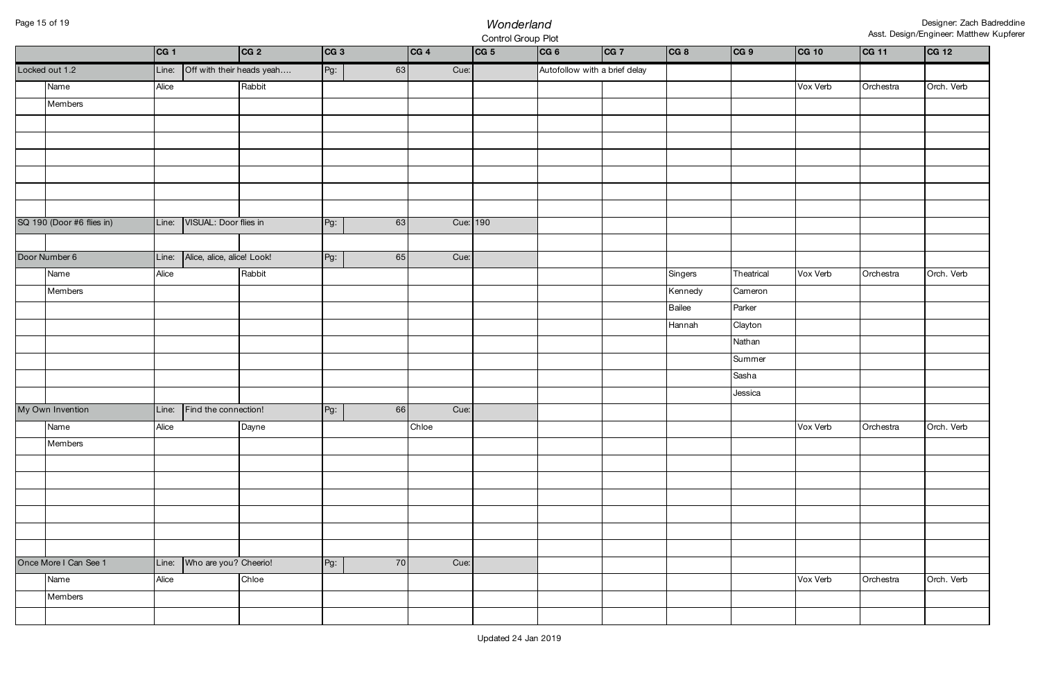# *Wonderland*

Control Group Plot

Designer: Zach Badreddine
Asst. Design/Engineer: Matthew Kupferer

| | | CG 1 | CG 2 | CG 3 | CG 4 | CG 5 | CG 6 | CG 7 | CG 8 | CG 9 | CG 10 | CG 11 | CG 12 |
|---|---|---|---|---|---|---|---|---|---|---|---|---|---|
| Locked out 1.2 | | Line: | Off with their heads yeah…. | Pg: 63 | Cue: | | Autofollow with a brief delay | | | | | | |
| | Name | Alice | Rabbit | | | | | | | | Vox Verb | Orchestra | Orch. Verb |
| | Members | | | | | | | | | | | | |
| SQ 190 (Door #6 flies in) | | Line: | VISUAL: Door flies in | Pg: 63 | Cue: | 190 | | | | | | | |
| Door Number 6 | | Line: | Alice, alice, alice! Look! | Pg: 65 | Cue: | | | | | | | | |
| | Name | Alice | Rabbit | | | | | | Singers | Theatrical | Vox Verb | Orchestra | Orch. Verb |
| | Members | | | | | | | | Kennedy | Cameron | | | |
| | | | | | | | | | Bailee | Parker | | | |
| | | | | | | | | | Hannah | Clayton | | | |
| | | | | | | | | | | Nathan | | | |
| | | | | | | | | | | Summer | | | |
| | | | | | | | | | | Sasha | | | |
| | | | | | | | | | | Jessica | | | |
| My Own Invention | | Line: | Find the connection! | Pg: 66 | Cue: | | | | | | | | |
| | Name | Alice | Dayne | | Chloe | | | | | | Vox Verb | Orchestra | Orch. Verb |
| | Members | | | | | | | | | | | | |
| Once More I Can See 1 | | Line: | Who are you? Cheerio! | Pg: 70 | Cue: | | | | | | | | |
| | Name | Alice | Chloe | | | | | | | | Vox Verb | Orchestra | Orch. Verb |
| | Members | | | | | | | | | | | | |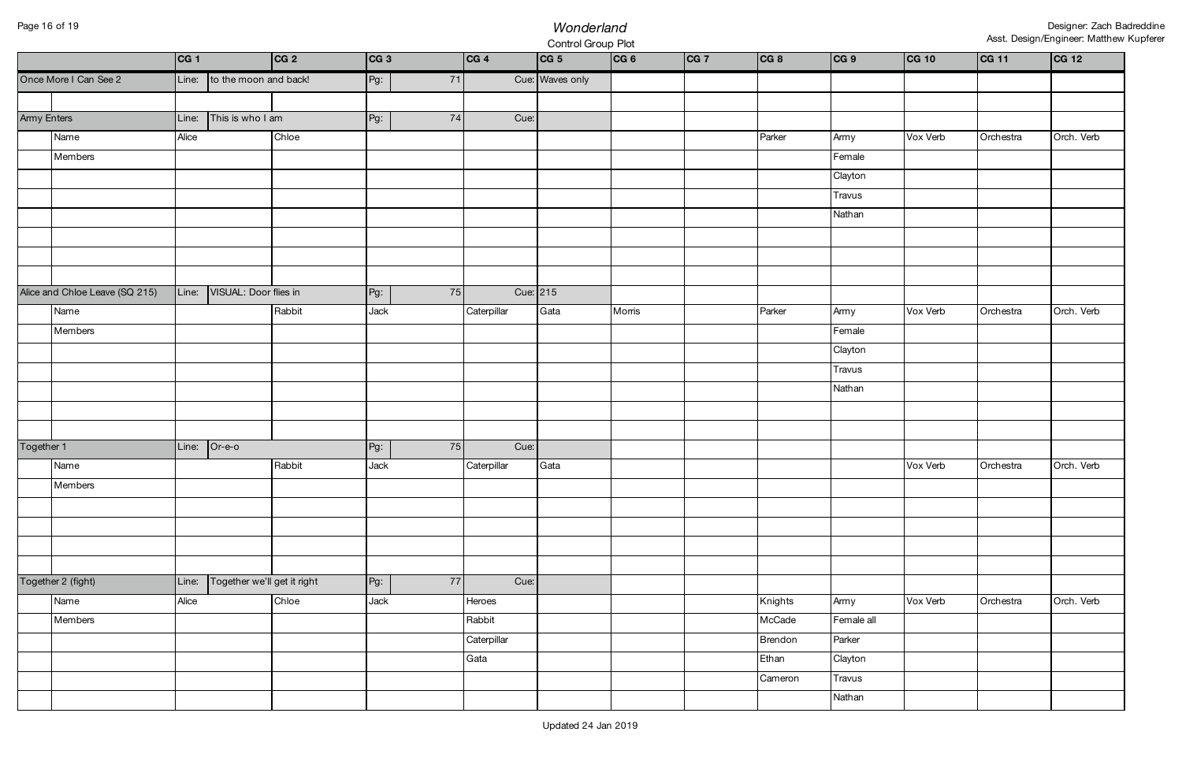# Wonderland

Control Group Plot

Designer: Zach Badreddine
Asst. Design/Engineer: Matthew Kupferer

| | | CG 1 | CG 2 | CG 3 | CG 4 | CG 5 | CG 6 | CG 7 | CG 8 | CG 9 | CG 10 | CG 11 | CG 12 |
|---|---|---|---|---|---|---|---|---|---|---|---|---|---|
| Once More I Can See 2 | | Line: | to the moon and back! | Pg: | 71 | Cue: Waves only | | | | | | | |
| | | | | | | | | | | | | | |
| Army Enters | | Line: | This is who I am | Pg: | 74 | Cue: | | | | | | | |
| | Name | Alice | Chloe | | | | | | Parker | Army | Vox Verb | Orchestra | Orch. Verb |
| | Members | | | | | | | | | Female | | | |
| | | | | | | | | | | Clayton | | | |
| | | | | | | | | | | Travus | | | |
| | | | | | | | | | | Nathan | | | |
| | | | | | | | | | | | | | |
| | | | | | | | | | | | | | |
| | | | | | | | | | | | | | |
| Alice and Chloe Leave (SQ 215) | | Line: | VISUAL: Door flies in | Pg: | 75 | Cue: 215 | | | | | | | |
| | Name | | Rabbit | Jack | Caterpillar | Gata | Morris | | Parker | Army | Vox Verb | Orchestra | Orch. Verb |
| | Members | | | | | | | | | Female | | | |
| | | | | | | | | | | Clayton | | | |
| | | | | | | | | | | Travus | | | |
| | | | | | | | | | | Nathan | | | |
| | | | | | | | | | | | | | |
| | | | | | | | | | | | | | |
| Together 1 | | Line: | Or-e-o | Pg: | 75 | Cue: | | | | | | | |
| | Name | | Rabbit | Jack | Caterpillar | Gata | | | | | Vox Verb | Orchestra | Orch. Verb |
| | Members | | | | | | | | | | | | |
| | | | | | | | | | | | | | |
| | | | | | | | | | | | | | |
| | | | | | | | | | | | | | |
| | | | | | | | | | | | | | |
| Together 2 (fight) | | Line: | Together we'll get it right | Pg: | 77 | Cue: | | | | | | | |
| | Name | Alice | Chloe | Jack | Heroes | | | | Knights | Army | Vox Verb | Orchestra | Orch. Verb |
| | Members | | | | Rabbit | | | | McCade | Female all | | | |
| | | | | | Caterpillar | | | | Brendon | Parker | | | |
| | | | | | Gata | | | | Ethan | Clayton | | | |
| | | | | | | | | | Cameron | Travus | | | |
| | | | | | | | | | | Nathan | | | |

Updated 24 Jan 2019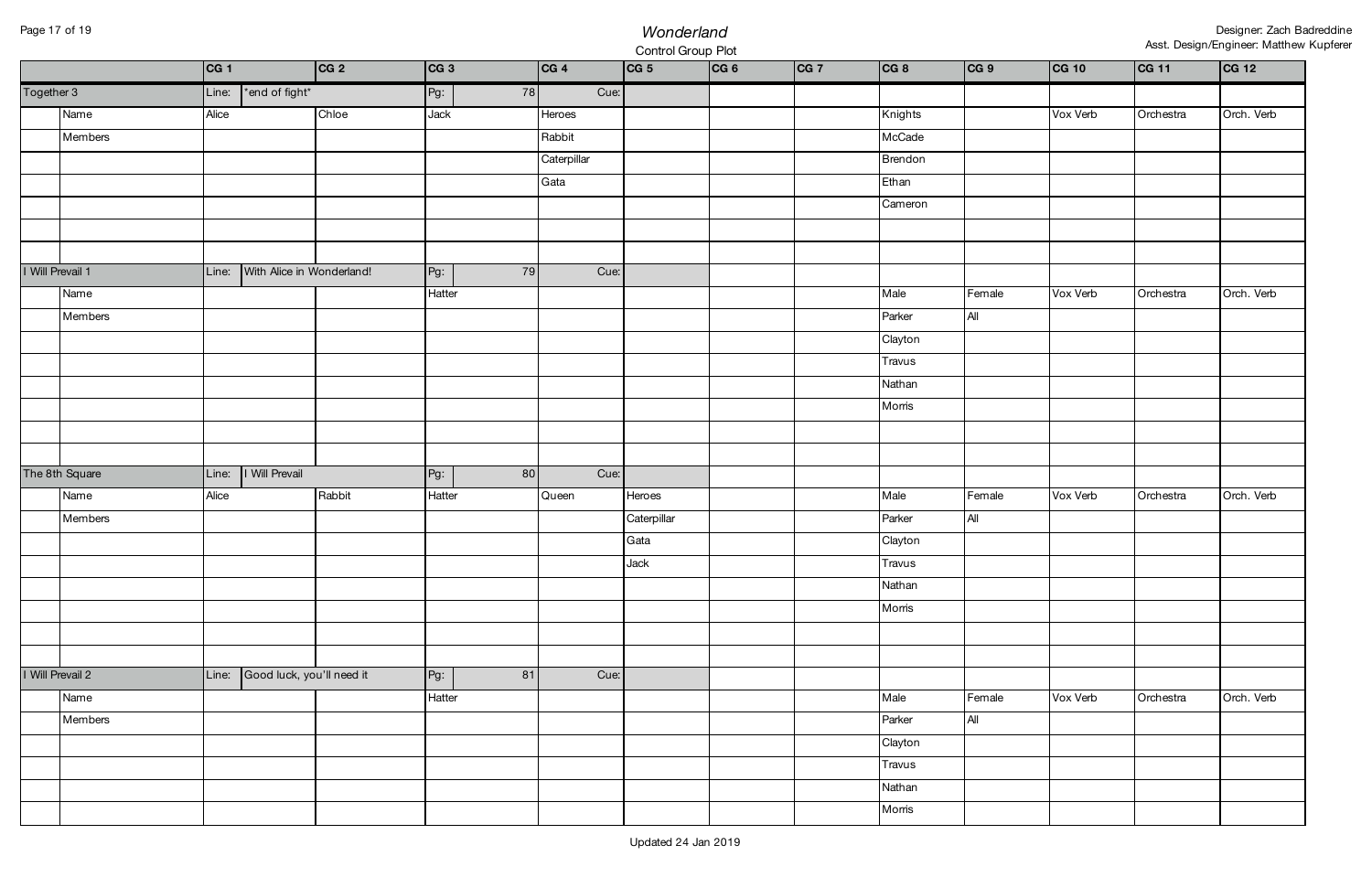# *Wonderland*

Control Group Plot

Designer: Zach Badreddine
Asst. Design/Engineer: Matthew Kupferer

| | | CG 1 | CG 2 | CG 3 | | CG 4 | CG 5 | CG 6 | CG 7 | CG 8 | CG 9 | CG 10 | CG 11 | CG 12 |
|---|---|---|---|---|---|---|---|---|---|---|---|---|---|---|
| Together 3 | | Line: | *end of fight* | Pg: | 78 | Cue: | | | | | | | | |
| | Name | Alice | Chloe | Jack | | Heroes | | | | Knights | | Vox Verb | Orchestra | Orch. Verb |
| | Members | | | | | Rabbit | | | | McCade | | | | |
| | | | | | | Caterpillar | | | | Brendon | | | | |
| | | | | | | Gata | | | | Ethan | | | | |
| | | | | | | | | | | Cameron | | | | |
| | | | | | | | | | | | | | | |
| | | | | | | | | | | | | | | |
| I Will Prevail 1 | | Line: | With Alice in Wonderland! | Pg: | 79 | Cue: | | | | | | | | |
| | Name | | | Hatter | | | | | | Male | Female | Vox Verb | Orchestra | Orch. Verb |
| | Members | | | | | | | | | Parker | All | | | |
| | | | | | | | | | | Clayton | | | | |
| | | | | | | | | | | Travus | | | | |
| | | | | | | | | | | Nathan | | | | |
| | | | | | | | | | | Morris | | | | |
| | | | | | | | | | | | | | | |
| | | | | | | | | | | | | | | |
| The 8th Square | | Line: | I Will Prevail | Pg: | 80 | Cue: | | | | | | | | |
| | Name | Alice | Rabbit | Hatter | | Queen | Heroes | | | Male | Female | Vox Verb | Orchestra | Orch. Verb |
| | Members | | | | | | Caterpillar | | | Parker | All | | | |
| | | | | | | | Gata | | | Clayton | | | | |
| | | | | | | | Jack | | | Travus | | | | |
| | | | | | | | | | | Nathan | | | | |
| | | | | | | | | | | Morris | | | | |
| | | | | | | | | | | | | | | |
| | | | | | | | | | | | | | | |
| I Will Prevail 2 | | Line: | Good luck, you'll need it | Pg: | 81 | Cue: | | | | | | | | |
| | Name | | | Hatter | | | | | | Male | Female | Vox Verb | Orchestra | Orch. Verb |
| | Members | | | | | | | | | Parker | All | | | |
| | | | | | | | | | | Clayton | | | | |
| | | | | | | | | | | Travus | | | | |
| | | | | | | | | | | Nathan | | | | |
| | | | | | | | | | | Morris | | | | |

Updated 24 Jan 2019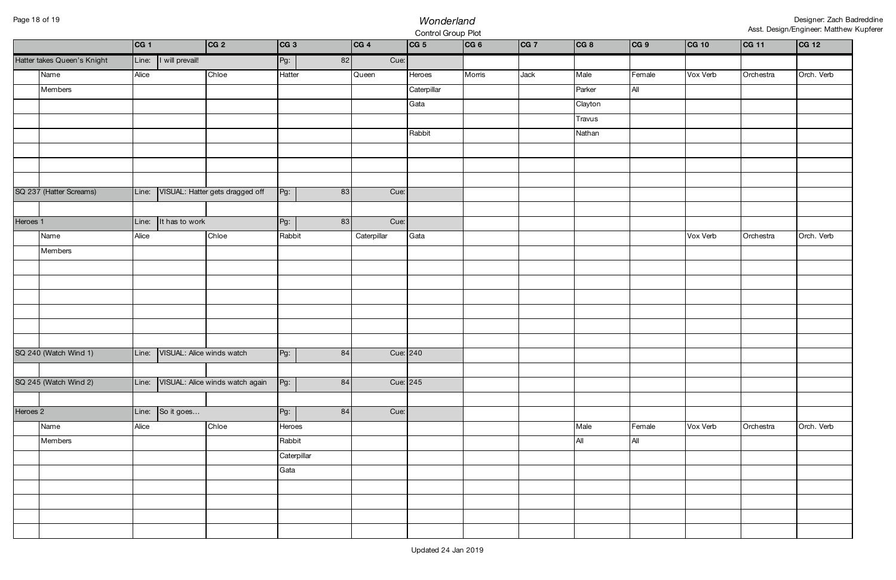# *Wonderland*

Control Group Plot

Designer: Zach Badreddine
Asst. Design/Engineer: Matthew Kupferer

| | | CG 1 | CG 2 | CG 3 | CG 4 | CG 5 | CG 6 | CG 7 | CG 8 | CG 9 | CG 10 | CG 11 | CG 12 |
|---|---|---|---|---|---|---|---|---|---|---|---|---|---|
| Hatter takes Queen's Knight | | Line: I will prevail! | | Pg: 82 | Cue: | | | | | | | | |
| | Name | Alice | Chloe | Hatter | Queen | Heroes | Morris | Jack | Male | Female | Vox Verb | Orchestra | Orch. Verb |
| | Members | | | | | Caterpillar | | | Parker | All | | | |
| | | | | | | Gata | | | Clayton | | | | |
| | | | | | | | | | Travus | | | | |
| | | | | | | Rabbit | | | Nathan | | | | |
| SQ 237 (Hatter Screams) | | Line: VISUAL: Hatter gets dragged off | | Pg: 83 | Cue: | | | | | | | | |
| Heroes 1 | | Line: It has to work | | Pg: 83 | Cue: | | | | | | | | |
| | Name | Alice | Chloe | Rabbit | Caterpillar | Gata | | | | | Vox Verb | Orchestra | Orch. Verb |
| | Members | | | | | | | | | | | | |
| SQ 240 (Watch Wind 1) | | Line: VISUAL: Alice winds watch | | Pg: 84 | Cue: | 240 | | | | | | | |
| SQ 245 (Watch Wind 2) | | Line: VISUAL: Alice winds watch again | | Pg: 84 | Cue: | 245 | | | | | | | |
| Heroes 2 | | Line: So it goes… | | Pg: 84 | Cue: | | | | | | | | |
| | Name | Alice | Chloe | Heroes | | | | | Male | Female | Vox Verb | Orchestra | Orch. Verb |
| | Members | | | Rabbit | | | | | All | All | | | |
| | | | | Caterpillar | | | | | | | | | |
| | | | | Gata | | | | | | | | | |

Updated 24 Jan 2019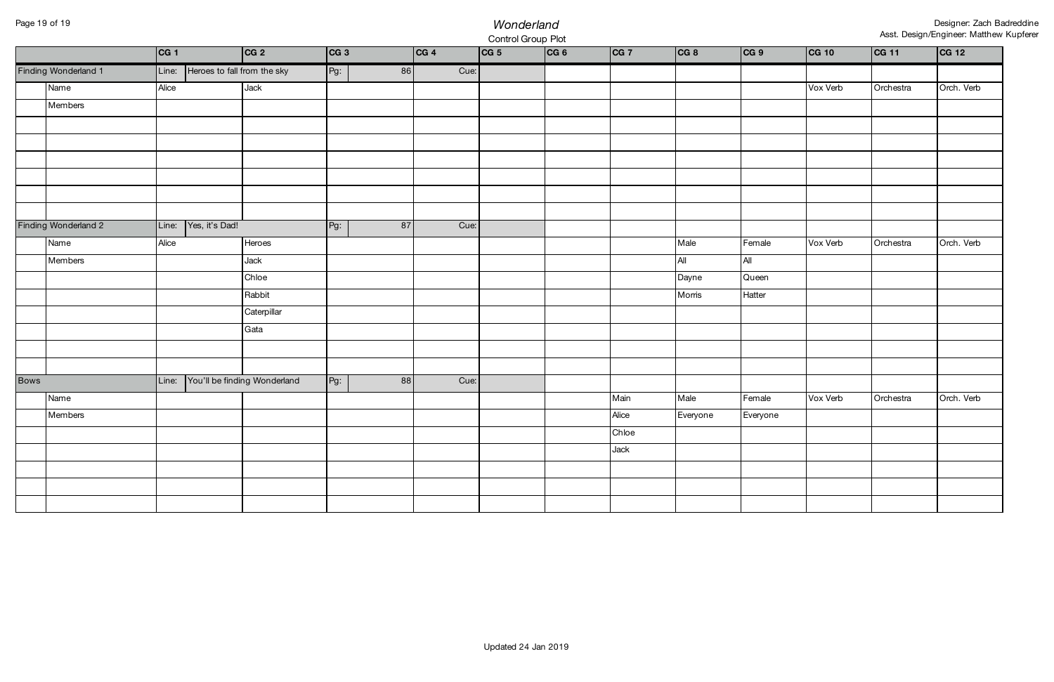# *Wonderland*

Control Group Plot

Designer: Zach Badreddine
Asst. Design/Engineer: Matthew Kupferer

| | | CG 1 | CG 2 | CG 3 | CG 4 | CG 5 | CG 6 | CG 7 | CG 8 | CG 9 | CG 10 | CG 11 | CG 12 |
|---|---|---|---|---|---|---|---|---|---|---|---|---|---|
| Finding Wonderland 1 | | Line: Heroes to fall from the sky | | Pg: 86 | Cue: | | | | | | | | |
| | Name | Alice | Jack | | | | | | | | Vox Verb | Orchestra | Orch. Verb |
| | Members | | | | | | | | | | | | |
| | | | | | | | | | | | | | |
| | | | | | | | | | | | | | |
| | | | | | | | | | | | | | |
| | | | | | | | | | | | | | |
| | | | | | | | | | | | | | |
| | | | | | | | | | | | | | |
| Finding Wonderland 2 | | Line: Yes, it's Dad! | | Pg: 87 | Cue: | | | | | | | | |
| | Name | Alice | Heroes | | | | | | Male | Female | Vox Verb | Orchestra | Orch. Verb |
| | Members | | Jack | | | | | | All | All | | | |
| | | | Chloe | | | | | | Dayne | Queen | | | |
| | | | Rabbit | | | | | | Morris | Hatter | | | |
| | | | Caterpillar | | | | | | | | | | |
| | | | Gata | | | | | | | | | | |
| | | | | | | | | | | | | | |
| | | | | | | | | | | | | | |
| Bows | | Line: You'll be finding Wonderland | | Pg: 88 | Cue: | | | | | | | | |
| | Name | | | | | | | Main | Male | Female | Vox Verb | Orchestra | Orch. Verb |
| | Members | | | | | | | Alice | Everyone | Everyone | | | |
| | | | | | | | | Chloe | | | | | |
| | | | | | | | | Jack | | | | | |
| | | | | | | | | | | | | | |
| | | | | | | | | | | | | | |
| | | | | | | | | | | | | | |

Updated 24 Jan 2019